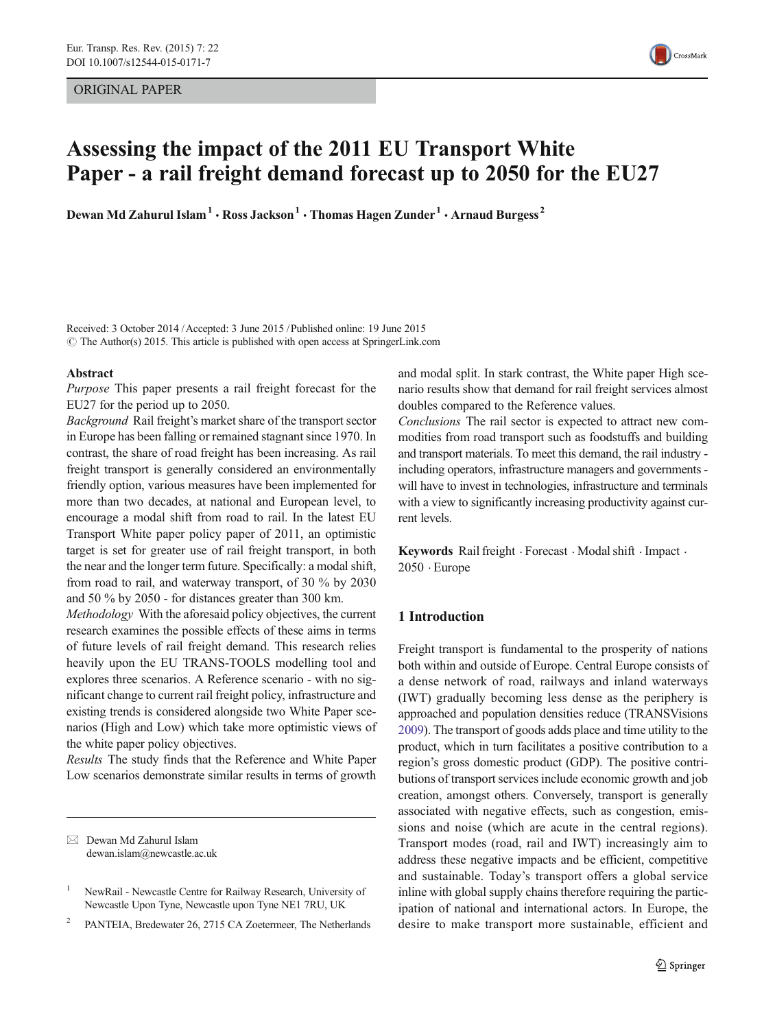ORIGINAL PAPER

# Assessing the impact of the 2011 EU Transport White Paper - a rail freight demand forecast up to 2050 for the EU27

Dewan Md Zahurul Islam[1] · Ross Jackson[1] · Thomas Hagen Zunder[1] · Arnaud Burgess[2]

Received: 3 October 2014 / Accepted: 3 June 2015 / Published online: 19 June 2015
© The Author(s) 2015. This article is published with open access at SpringerLink.com

**Abstract**

*Purpose* This paper presents a rail freight forecast for the EU27 for the period up to 2050.

*Background* Rail freight's market share of the transport sector in Europe has been falling or remained stagnant since 1970. In contrast, the share of road freight has been increasing. As rail freight transport is generally considered an environmentally friendly option, various measures have been implemented for more than two decades, at national and European level, to encourage a modal shift from road to rail. In the latest EU Transport White paper policy paper of 2011, an optimistic target is set for greater use of rail freight transport, in both the near and the longer term future. Specifically: a modal shift, from road to rail, and waterway transport, of 30 % by 2030 and 50 % by 2050 - for distances greater than 300 km.

*Methodology* With the aforesaid policy objectives, the current research examines the possible effects of these aims in terms of future levels of rail freight demand. This research relies heavily upon the EU TRANS-TOOLS modelling tool and explores three scenarios. A Reference scenario - with no significant change to current rail freight policy, infrastructure and existing trends is considered alongside two White Paper scenarios (High and Low) which take more optimistic views of the white paper policy objectives.

*Results* The study finds that the Reference and White Paper Low scenarios demonstrate similar results in terms of growth and modal split. In stark contrast, the White paper High scenario results show that demand for rail freight services almost doubles compared to the Reference values.

*Conclusions* The rail sector is expected to attract new commodities from road transport such as foodstuffs and building and transport materials. To meet this demand, the rail industry - including operators, infrastructure managers and governments - will have to invest in technologies, infrastructure and terminals with a view to significantly increasing productivity against current levels.

**Keywords** Rail freight · Forecast · Modal shift · Impact · 2050 · Europe

✉ Dewan Md Zahurul Islam
dewan.islam@newcastle.ac.uk

[1] NewRail - Newcastle Centre for Railway Research, University of Newcastle Upon Tyne, Newcastle upon Tyne NE1 7RU, UK

[2] PANTEIA, Bredewater 26, 2715 CA Zoetermeer, The Netherlands

## 1 Introduction

Freight transport is fundamental to the prosperity of nations both within and outside of Europe. Central Europe consists of a dense network of road, railways and inland waterways (IWT) gradually becoming less dense as the periphery is approached and population densities reduce (TRANSVisions 2009). The transport of goods adds place and time utility to the product, which in turn facilitates a positive contribution to a region's gross domestic product (GDP). The positive contributions of transport services include economic growth and job creation, amongst others. Conversely, transport is generally associated with negative effects, such as congestion, emissions and noise (which are acute in the central regions). Transport modes (road, rail and IWT) increasingly aim to address these negative impacts and be efficient, competitive and sustainable. Today's transport offers a global service inline with global supply chains therefore requiring the participation of national and international actors. In Europe, the desire to make transport more sustainable, efficient and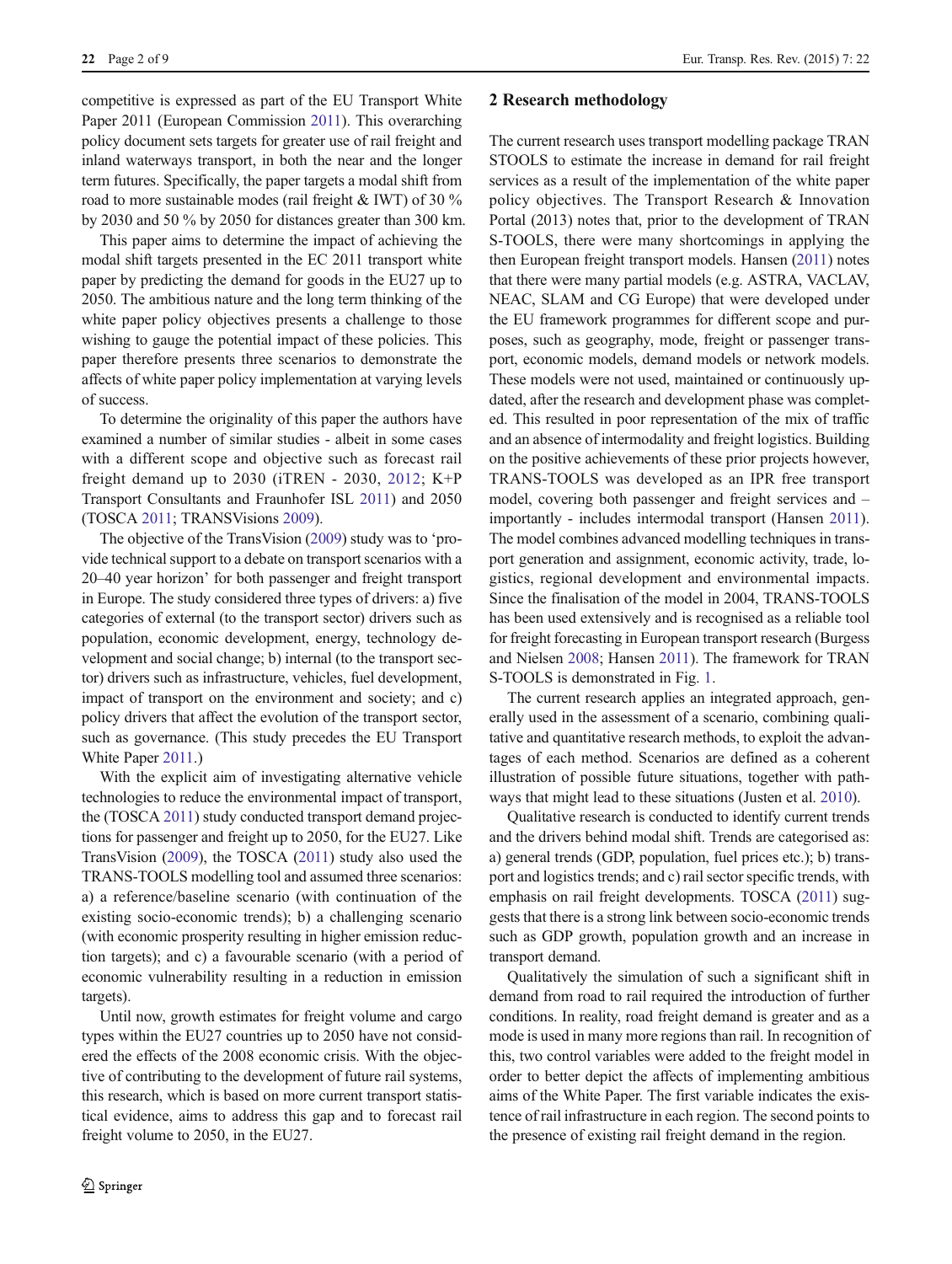competitive is expressed as part of the EU Transport White Paper 2011 (European Commission 2011). This overarching policy document sets targets for greater use of rail freight and inland waterways transport, in both the near and the longer term futures. Specifically, the paper targets a modal shift from road to more sustainable modes (rail freight & IWT) of 30 % by 2030 and 50 % by 2050 for distances greater than 300 km.

This paper aims to determine the impact of achieving the modal shift targets presented in the EC 2011 transport white paper by predicting the demand for goods in the EU27 up to 2050. The ambitious nature and the long term thinking of the white paper policy objectives presents a challenge to those wishing to gauge the potential impact of these policies. This paper therefore presents three scenarios to demonstrate the affects of white paper policy implementation at varying levels of success.

To determine the originality of this paper the authors have examined a number of similar studies - albeit in some cases with a different scope and objective such as forecast rail freight demand up to 2030 (iTREN - 2030, 2012; K+P Transport Consultants and Fraunhofer ISL 2011) and 2050 (TOSCA 2011; TRANSVisions 2009).

The objective of the TransVision (2009) study was to 'provide technical support to a debate on transport scenarios with a 20–40 year horizon' for both passenger and freight transport in Europe. The study considered three types of drivers: a) five categories of external (to the transport sector) drivers such as population, economic development, energy, technology development and social change; b) internal (to the transport sector) drivers such as infrastructure, vehicles, fuel development, impact of transport on the environment and society; and c) policy drivers that affect the evolution of the transport sector, such as governance. (This study precedes the EU Transport White Paper 2011.)

With the explicit aim of investigating alternative vehicle technologies to reduce the environmental impact of transport, the (TOSCA 2011) study conducted transport demand projections for passenger and freight up to 2050, for the EU27. Like TransVision (2009), the TOSCA (2011) study also used the TRANS-TOOLS modelling tool and assumed three scenarios: a) a reference/baseline scenario (with continuation of the existing socio-economic trends); b) a challenging scenario (with economic prosperity resulting in higher emission reduction targets); and c) a favourable scenario (with a period of economic vulnerability resulting in a reduction in emission targets).

Until now, growth estimates for freight volume and cargo types within the EU27 countries up to 2050 have not considered the effects of the 2008 economic crisis. With the objective of contributing to the development of future rail systems, this research, which is based on more current transport statistical evidence, aims to address this gap and to forecast rail freight volume to 2050, in the EU27.

## 2 Research methodology

The current research uses transport modelling package TRANS-TOOLS to estimate the increase in demand for rail freight services as a result of the implementation of the white paper policy objectives. The Transport Research & Innovation Portal (2013) notes that, prior to the development of TRANS-TOOLS, there were many shortcomings in applying the then European freight transport models. Hansen (2011) notes that there were many partial models (e.g. ASTRA, VACLAV, NEAC, SLAM and CG Europe) that were developed under the EU framework programmes for different scope and purposes, such as geography, mode, freight or passenger transport, economic models, demand models or network models. These models were not used, maintained or continuously updated, after the research and development phase was completed. This resulted in poor representation of the mix of traffic and an absence of intermodality and freight logistics. Building on the positive achievements of these prior projects however, TRANS-TOOLS was developed as an IPR free transport model, covering both passenger and freight services and – importantly - includes intermodal transport (Hansen 2011). The model combines advanced modelling techniques in transport generation and assignment, economic activity, trade, logistics, regional development and environmental impacts. Since the finalisation of the model in 2004, TRANS-TOOLS has been used extensively and is recognised as a reliable tool for freight forecasting in European transport research (Burgess and Nielsen 2008; Hansen 2011). The framework for TRANS-TOOLS is demonstrated in Fig. 1.

The current research applies an integrated approach, generally used in the assessment of a scenario, combining qualitative and quantitative research methods, to exploit the advantages of each method. Scenarios are defined as a coherent illustration of possible future situations, together with pathways that might lead to these situations (Justen et al. 2010).

Qualitative research is conducted to identify current trends and the drivers behind modal shift. Trends are categorised as: a) general trends (GDP, population, fuel prices etc.); b) transport and logistics trends; and c) rail sector specific trends, with emphasis on rail freight developments. TOSCA (2011) suggests that there is a strong link between socio-economic trends such as GDP growth, population growth and an increase in transport demand.

Qualitatively the simulation of such a significant shift in demand from road to rail required the introduction of further conditions. In reality, road freight demand is greater and as a mode is used in many more regions than rail. In recognition of this, two control variables were added to the freight model in order to better depict the affects of implementing ambitious aims of the White Paper. The first variable indicates the existence of rail infrastructure in each region. The second points to the presence of existing rail freight demand in the region.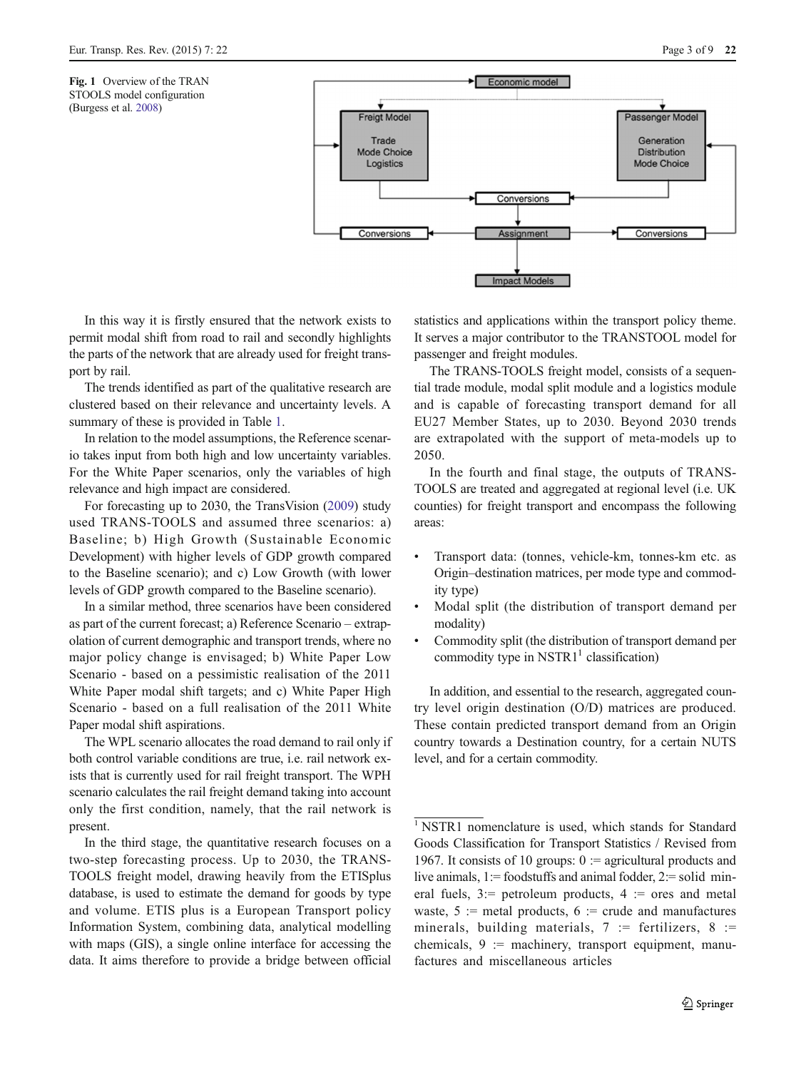Economic model

Freigt Model

Trade
Mode Choice
Logistics

Passenger Model

Generation
Distribution
Mode Choice

Conversions

Conversions

Assignment

Conversions

Impact Models

**Fig. 1** Overview of the TRAN STOOLS model configuration (Burgess et al. 2008)

In this way it is firstly ensured that the network exists to permit modal shift from road to rail and secondly highlights the parts of the network that are already used for freight transport by rail.

The trends identified as part of the qualitative research are clustered based on their relevance and uncertainty levels. A summary of these is provided in Table 1.

In relation to the model assumptions, the Reference scenario takes input from both high and low uncertainty variables. For the White Paper scenarios, only the variables of high relevance and high impact are considered.

For forecasting up to 2030, the TransVision (2009) study used TRANS-TOOLS and assumed three scenarios: a) Baseline; b) High Growth (Sustainable Economic Development) with higher levels of GDP growth compared to the Baseline scenario); and c) Low Growth (with lower levels of GDP growth compared to the Baseline scenario).

In a similar method, three scenarios have been considered as part of the current forecast; a) Reference Scenario – extrapolation of current demographic and transport trends, where no major policy change is envisaged; b) White Paper Low Scenario - based on a pessimistic realisation of the 2011 White Paper modal shift targets; and c) White Paper High Scenario - based on a full realisation of the 2011 White Paper modal shift aspirations.

The WPL scenario allocates the road demand to rail only if both control variable conditions are true, i.e. rail network exists that is currently used for rail freight transport. The WPH scenario calculates the rail freight demand taking into account only the first condition, namely, that the rail network is present.

In the third stage, the quantitative research focuses on a two-step forecasting process. Up to 2030, the TRANS-TOOLS freight model, drawing heavily from the ETISplus database, is used to estimate the demand for goods by type and volume. ETIS plus is a European Transport policy Information System, combining data, analytical modelling with maps (GIS), a single online interface for accessing the data. It aims therefore to provide a bridge between official statistics and applications within the transport policy theme. It serves a major contributor to the TRANSTOOL model for passenger and freight modules.

The TRANS-TOOLS freight model, consists of a sequential trade module, modal split module and a logistics module and is capable of forecasting transport demand for all EU27 Member States, up to 2030. Beyond 2030 trends are extrapolated with the support of meta-models up to 2050.

In the fourth and final stage, the outputs of TRANS-TOOLS are treated and aggregated at regional level (i.e. UK counties) for freight transport and encompass the following areas:

- Transport data: (tonnes, vehicle-km, tonnes-km etc. as Origin–destination matrices, per mode type and commodity type)
- Modal split (the distribution of transport demand per modality)
- Commodity split (the distribution of transport demand per commodity type in NSTR1[1] classification)

In addition, and essential to the research, aggregated country level origin destination (O/D) matrices are produced. These contain predicted transport demand from an Origin country towards a Destination country, for a certain NUTS level, and for a certain commodity.

[1] NSTR1 nomenclature is used, which stands for Standard Goods Classification for Transport Statistics / Revised from 1967. It consists of 10 groups: 0 := agricultural products and live animals, 1:= foodstuffs and animal fodder, 2:= solid mineral fuels, 3:= petroleum products, 4 := ores and metal waste, 5 := metal products, 6 := crude and manufactures minerals, building materials, 7 := fertilizers, 8 := chemicals, 9 := machinery, transport equipment, manufactures and miscellaneous articles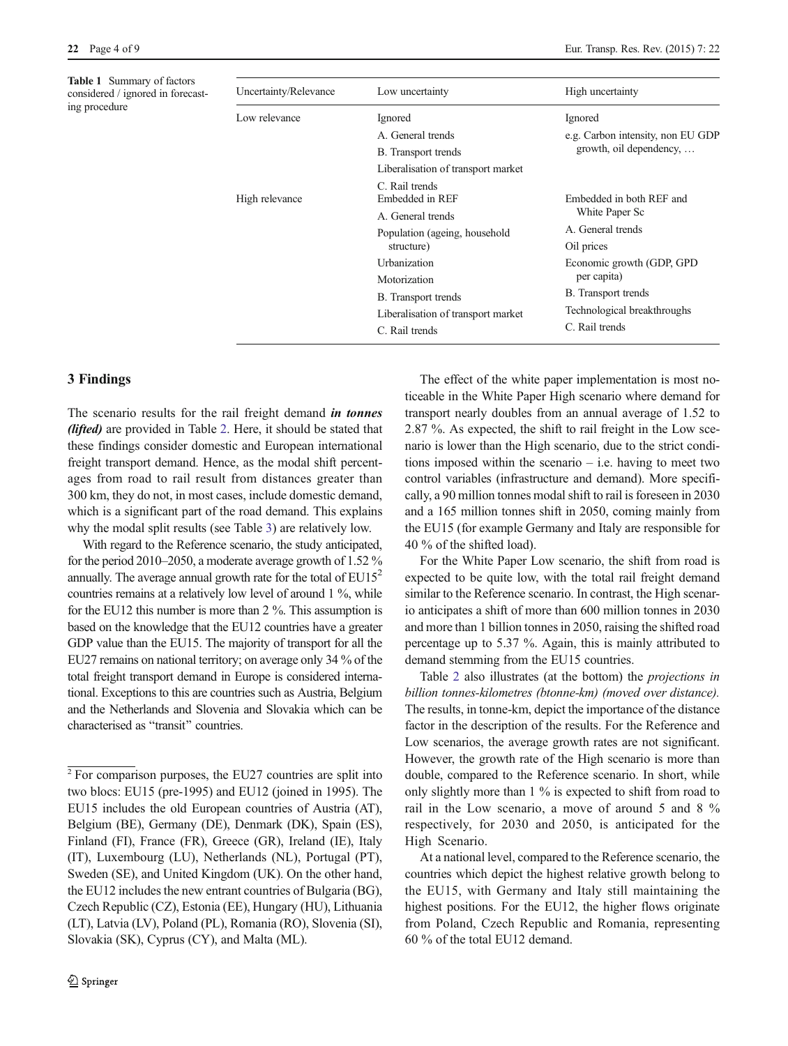**Table 1** Summary of factors considered / ignored in forecasting procedure

| Uncertainty/Relevance | Low uncertainty | High uncertainty |
|---|---|---|
| Low relevance | Ignored | Ignored |
| | A. General trends | e.g. Carbon intensity, non EU GDP growth, oil dependency, … |
| | B. Transport trends | |
| | Liberalisation of transport market | |
| | C. Rail trends | |
| High relevance | Embedded in REF | Embedded in both REF and White Paper Sc |
| | A. General trends | A. General trends |
| | Population (ageing, household structure) | Oil prices |
| | Urbanization | Economic growth (GDP, GPD per capita) |
| | Motorization | B. Transport trends |
| | B. Transport trends | Technological breakthroughs |
| | Liberalisation of transport market | C. Rail trends |
| | C. Rail trends | |

## 3 Findings

The scenario results for the rail freight demand ***in tonnes (lifted)*** are provided in Table 2. Here, it should be stated that these findings consider domestic and European international freight transport demand. Hence, as the modal shift percentages from road to rail result from distances greater than 300 km, they do not, in most cases, include domestic demand, which is a significant part of the road demand. This explains why the modal split results (see Table 3) are relatively low.

With regard to the Reference scenario, the study anticipated, for the period 2010–2050, a moderate average growth of 1.52 % annually. The average annual growth rate for the total of EU15[2] countries remains at a relatively low level of around 1 %, while for the EU12 this number is more than 2 %. This assumption is based on the knowledge that the EU12 countries have a greater GDP value than the EU15. The majority of transport for all the EU27 remains on national territory; on average only 34 % of the total freight transport demand in Europe is considered international. Exceptions to this are countries such as Austria, Belgium and the Netherlands and Slovenia and Slovakia which can be characterised as "transit" countries.

The effect of the white paper implementation is most noticeable in the White Paper High scenario where demand for transport nearly doubles from an annual average of 1.52 to 2.87 %. As expected, the shift to rail freight in the Low scenario is lower than the High scenario, due to the strict conditions imposed within the scenario – i.e. having to meet two control variables (infrastructure and demand). More specifically, a 90 million tonnes modal shift to rail is foreseen in 2030 and a 165 million tonnes shift in 2050, coming mainly from the EU15 (for example Germany and Italy are responsible for 40 % of the shifted load).

For the White Paper Low scenario, the shift from road is expected to be quite low, with the total rail freight demand similar to the Reference scenario. In contrast, the High scenario anticipates a shift of more than 600 million tonnes in 2030 and more than 1 billion tonnes in 2050, raising the shifted road percentage up to 5.37 %. Again, this is mainly attributed to demand stemming from the EU15 countries.

Table 2 also illustrates (at the bottom) the *projections in billion tonnes-kilometres (btonne-km) (moved over distance).* The results, in tonne-km, depict the importance of the distance factor in the description of the results. For the Reference and Low scenarios, the average growth rates are not significant. However, the growth rate of the High scenario is more than double, compared to the Reference scenario. In short, while only slightly more than 1 % is expected to shift from road to rail in the Low scenario, a move of around 5 and 8 % respectively, for 2030 and 2050, is anticipated for the High Scenario.

At a national level, compared to the Reference scenario, the countries which depict the highest relative growth belong to the EU15, with Germany and Italy still maintaining the highest positions. For the EU12, the higher flows originate from Poland, Czech Republic and Romania, representing 60 % of the total EU12 demand.

[2] For comparison purposes, the EU27 countries are split into two blocs: EU15 (pre-1995) and EU12 (joined in 1995). The EU15 includes the old European countries of Austria (AT), Belgium (BE), Germany (DE), Denmark (DK), Spain (ES), Finland (FI), France (FR), Greece (GR), Ireland (IE), Italy (IT), Luxembourg (LU), Netherlands (NL), Portugal (PT), Sweden (SE), and United Kingdom (UK). On the other hand, the EU12 includes the new entrant countries of Bulgaria (BG), Czech Republic (CZ), Estonia (EE), Hungary (HU), Lithuania (LT), Latvia (LV), Poland (PL), Romania (RO), Slovenia (SI), Slovakia (SK), Cyprus (CY), and Malta (ML).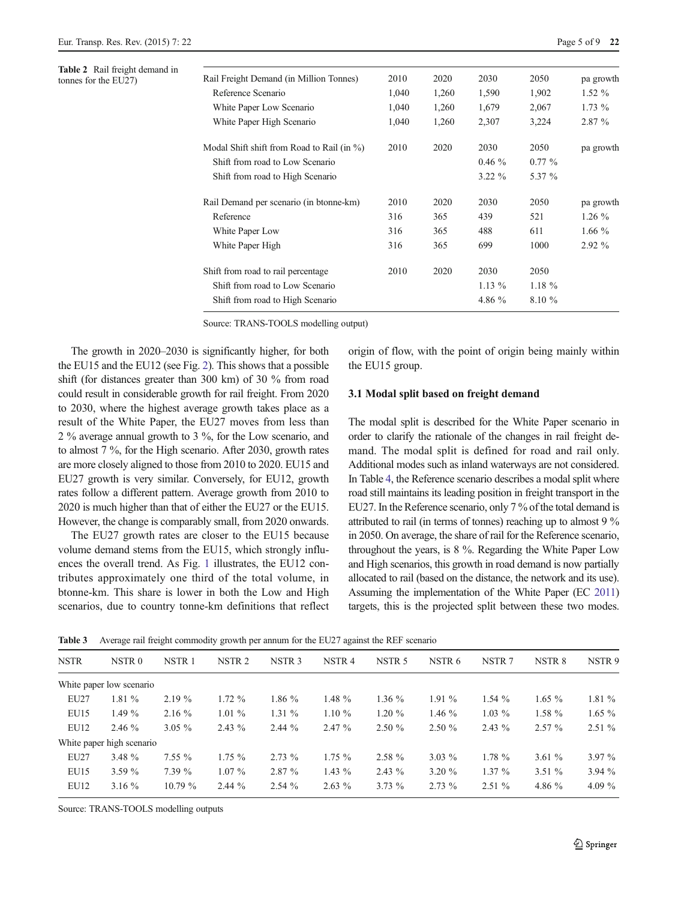**Table 2** Rail freight demand in tonnes for the EU27)

| Rail Freight Demand (in Million Tonnes) | 2010 | 2020 | 2030 | 2050 | pa growth |
|---|---|---|---|---|---|
| Reference Scenario | 1,040 | 1,260 | 1,590 | 1,902 | 1.52 % |
| White Paper Low Scenario | 1,040 | 1,260 | 1,679 | 2,067 | 1.73 % |
| White Paper High Scenario | 1,040 | 1,260 | 2,307 | 3,224 | 2.87 % |
| Modal Shift shift from Road to Rail (in %) | 2010 | 2020 | 2030 | 2050 | pa growth |
| Shift from road to Low Scenario | | | 0.46 % | 0.77 % | |
| Shift from road to High Scenario | | | 3.22 % | 5.37 % | |
| Rail Demand per scenario (in btonne-km) | 2010 | 2020 | 2030 | 2050 | pa growth |
| Reference | 316 | 365 | 439 | 521 | 1.26 % |
| White Paper Low | 316 | 365 | 488 | 611 | 1.66 % |
| White Paper High | 316 | 365 | 699 | 1000 | 2.92 % |
| Shift from road to rail percentage | 2010 | 2020 | 2030 | 2050 | |
| Shift from road to Low Scenario | | | 1.13 % | 1.18 % | |
| Shift from road to High Scenario | | | 4.86 % | 8.10 % | |

Source: TRANS-TOOLS modelling output)

The growth in 2020–2030 is significantly higher, for both the EU15 and the EU12 (see Fig. 2). This shows that a possible shift (for distances greater than 300 km) of 30 % from road could result in considerable growth for rail freight. From 2020 to 2030, where the highest average growth takes place as a result of the White Paper, the EU27 moves from less than 2 % average annual growth to 3 %, for the Low scenario, and to almost 7 %, for the High scenario. After 2030, growth rates are more closely aligned to those from 2010 to 2020. EU15 and EU27 growth is very similar. Conversely, for EU12, growth rates follow a different pattern. Average growth from 2010 to 2020 is much higher than that of either the EU27 or the EU15. However, the change is comparably small, from 2020 onwards.

The EU27 growth rates are closer to the EU15 because volume demand stems from the EU15, which strongly influences the overall trend. As Fig. 1 illustrates, the EU12 contributes approximately one third of the total volume, in btonne-km. This share is lower in both the Low and High scenarios, due to country tonne-km definitions that reflect origin of flow, with the point of origin being mainly within the EU15 group.

### 3.1 Modal split based on freight demand

The modal split is described for the White Paper scenario in order to clarify the rationale of the changes in rail freight demand. The modal split is defined for road and rail only. Additional modes such as inland waterways are not considered. In Table 4, the Reference scenario describes a modal split where road still maintains its leading position in freight transport in the EU27. In the Reference scenario, only 7 % of the total demand is attributed to rail (in terms of tonnes) reaching up to almost 9 % in 2050. On average, the share of rail for the Reference scenario, throughout the years, is 8 %. Regarding the White Paper Low and High scenarios, this growth in road demand is now partially allocated to rail (based on the distance, the network and its use). Assuming the implementation of the White Paper (EC 2011) targets, this is the projected split between these two modes.

**Table 3** Average rail freight commodity growth per annum for the EU27 against the REF scenario

| NSTR | NSTR 0 | NSTR 1 | NSTR 2 | NSTR 3 | NSTR 4 | NSTR 5 | NSTR 6 | NSTR 7 | NSTR 8 | NSTR 9 |
|---|---|---|---|---|---|---|---|---|---|---|
| White paper low scenario | | | | | | | | | | |
| EU27 | 1.81 % | 2.19 % | 1.72 % | 1.86 % | 1.48 % | 1.36 % | 1.91 % | 1.54 % | 1.65 % | 1.81 % |
| EU15 | 1.49 % | 2.16 % | 1.01 % | 1.31 % | 1.10 % | 1.20 % | 1.46 % | 1.03 % | 1.58 % | 1.65 % |
| EU12 | 2.46 % | 3.05 % | 2.43 % | 2.44 % | 2.47 % | 2.50 % | 2.50 % | 2.43 % | 2.57 % | 2.51 % |
| White paper high scenario | | | | | | | | | | |
| EU27 | 3.48 % | 7.55 % | 1.75 % | 2.73 % | 1.75 % | 2.58 % | 3.03 % | 1.78 % | 3.61 % | 3.97 % |
| EU15 | 3.59 % | 7.39 % | 1.07 % | 2.87 % | 1.43 % | 2.43 % | 3.20 % | 1.37 % | 3.51 % | 3.94 % |
| EU12 | 3.16 % | 10.79 % | 2.44 % | 2.54 % | 2.63 % | 3.73 % | 2.73 % | 2.51 % | 4.86 % | 4.09 % |

Source: TRANS-TOOLS modelling outputs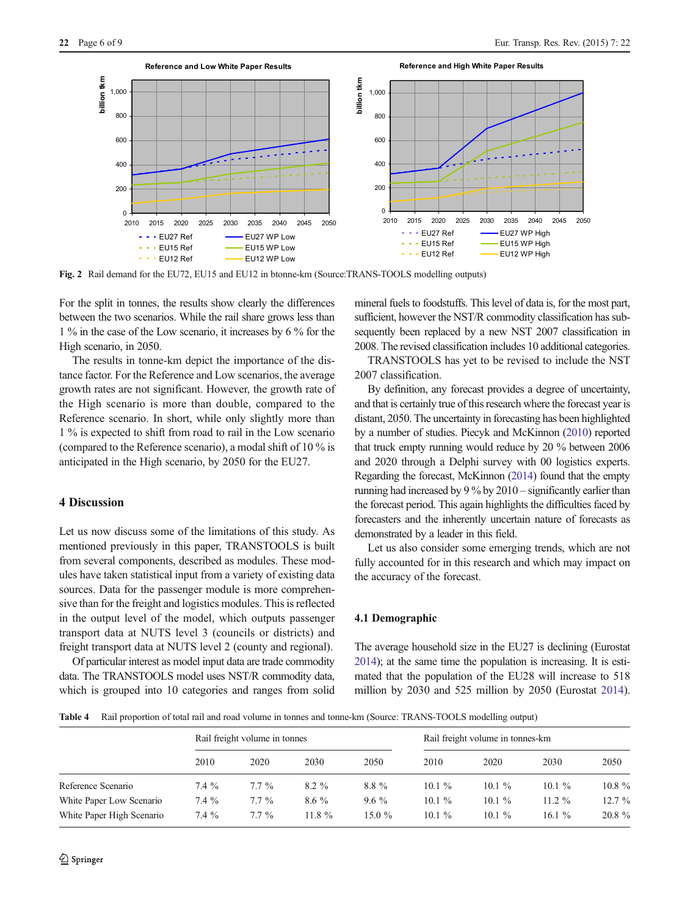Fig. 2 Rail demand for the EU72, EU15 and EU12 in btonne-km (Source:TRANS-TOOLS modelling outputs)

For the split in tonnes, the results show clearly the differences between the two scenarios. While the rail share grows less than 1 % in the case of the Low scenario, it increases by 6 % for the High scenario, in 2050.

The results in tonne-km depict the importance of the distance factor. For the Reference and Low scenarios, the average growth rates are not significant. However, the growth rate of the High scenario is more than double, compared to the Reference scenario. In short, while only slightly more than 1 % is expected to shift from road to rail in the Low scenario (compared to the Reference scenario), a modal shift of 10 % is anticipated in the High scenario, by 2050 for the EU27.

## 4 Discussion

Let us now discuss some of the limitations of this study. As mentioned previously in this paper, TRANSTOOLS is built from several components, described as modules. These modules have taken statistical input from a variety of existing data sources. Data for the passenger module is more comprehensive than for the freight and logistics modules. This is reflected in the output level of the model, which outputs passenger transport data at NUTS level 3 (councils or districts) and freight transport data at NUTS level 2 (county and regional).

Of particular interest as model input data are trade commodity data. The TRANSTOOLS model uses NST/R commodity data, which is grouped into 10 categories and ranges from solid mineral fuels to foodstuffs. This level of data is, for the most part, sufficient, however the NST/R commodity classification has subsequently been replaced by a new NST 2007 classification in 2008. The revised classification includes 10 additional categories.

TRANSTOOLS has yet to be revised to include the NST 2007 classification.

By definition, any forecast provides a degree of uncertainty, and that is certainly true of this research where the forecast year is distant, 2050. The uncertainty in forecasting has been highlighted by a number of studies. Piecyk and McKinnon (2010) reported that truck empty running would reduce by 20 % between 2006 and 2020 through a Delphi survey with 00 logistics experts. Regarding the forecast, McKinnon (2014) found that the empty running had increased by 9 % by 2010 – significantly earlier than the forecast period. This again highlights the difficulties faced by forecasters and the inherently uncertain nature of forecasts as demonstrated by a leader in this field.

Let us also consider some emerging trends, which are not fully accounted for in this research and which may impact on the accuracy of the forecast.

### 4.1 Demographic

The average household size in the EU27 is declining (Eurostat 2014); at the same time the population is increasing. It is estimated that the population of the EU28 will increase to 518 million by 2030 and 525 million by 2050 (Eurostat 2014).

**Table 4** Rail proportion of total rail and road volume in tonnes and tonne-km (Source: TRANS-TOOLS modelling output)

| | Rail freight volume in tonnes | | | | Rail freight volume in tonnes-km | | | |
|---|---|---|---|---|---|---|---|---|
| | 2010 | 2020 | 2030 | 2050 | 2010 | 2020 | 2030 | 2050 |
| Reference Scenario | 7.4 % | 7.7 % | 8.2 % | 8.8 % | 10.1 % | 10.1 % | 10.1 % | 10.8 % |
| White Paper Low Scenario | 7.4 % | 7.7 % | 8.6 % | 9.6 % | 10.1 % | 10.1 % | 11.2 % | 12.7 % |
| White Paper High Scenario | 7.4 % | 7.7 % | 11.8 % | 15.0 % | 10.1 % | 10.1 % | 16.1 % | 20.8 % |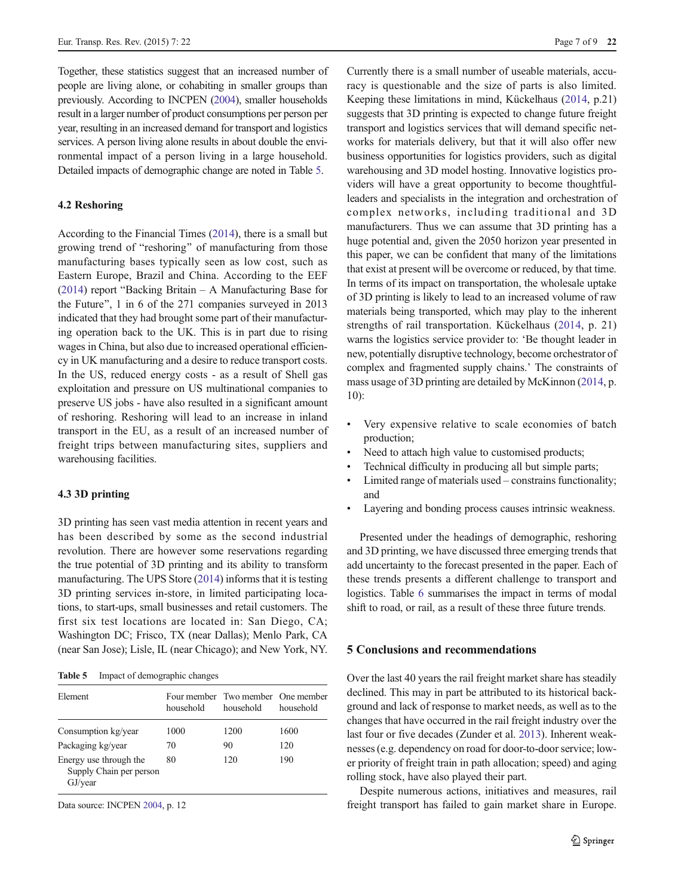Together, these statistics suggest that an increased number of people are living alone, or cohabiting in smaller groups than previously. According to INCPEN (2004), smaller households result in a larger number of product consumptions per person per year, resulting in an increased demand for transport and logistics services. A person living alone results in about double the environmental impact of a person living in a large household. Detailed impacts of demographic change are noted in Table 5.

### 4.2 Reshoring

According to the Financial Times (2014), there is a small but growing trend of "reshoring" of manufacturing from those manufacturing bases typically seen as low cost, such as Eastern Europe, Brazil and China. According to the EEF (2014) report "Backing Britain – A Manufacturing Base for the Future", 1 in 6 of the 271 companies surveyed in 2013 indicated that they had brought some part of their manufacturing operation back to the UK. This is in part due to rising wages in China, but also due to increased operational efficiency in UK manufacturing and a desire to reduce transport costs. In the US, reduced energy costs - as a result of Shell gas exploitation and pressure on US multinational companies to preserve US jobs - have also resulted in a significant amount of reshoring. Reshoring will lead to an increase in inland transport in the EU, as a result of an increased number of freight trips between manufacturing sites, suppliers and warehousing facilities.

### 4.3 3D printing

3D printing has seen vast media attention in recent years and has been described by some as the second industrial revolution. There are however some reservations regarding the true potential of 3D printing and its ability to transform manufacturing. The UPS Store (2014) informs that it is testing 3D printing services in-store, in limited participating locations, to start-ups, small businesses and retail customers. The first six test locations are located in: San Diego, CA; Washington DC; Frisco, TX (near Dallas); Menlo Park, CA (near San Jose); Lisle, IL (near Chicago); and New York, NY.

**Table 5** Impact of demographic changes

| Element | Four member household | Two member household | One member household |
|---|---|---|---|
| Consumption kg/year | 1000 | 1200 | 1600 |
| Packaging kg/year | 70 | 90 | 120 |
| Energy use through the Supply Chain per person GJ/year | 80 | 120 | 190 |

Data source: INCPEN 2004, p. 12

Currently there is a small number of useable materials, accuracy is questionable and the size of parts is also limited. Keeping these limitations in mind, Kückelhaus (2014, p.21) suggests that 3D printing is expected to change future freight transport and logistics services that will demand specific networks for materials delivery, but that it will also offer new business opportunities for logistics providers, such as digital warehousing and 3D model hosting. Innovative logistics providers will have a great opportunity to become thoughtful-leaders and specialists in the integration and orchestration of complex networks, including traditional and 3D manufacturers. Thus we can assume that 3D printing has a huge potential and, given the 2050 horizon year presented in this paper, we can be confident that many of the limitations that exist at present will be overcome or reduced, by that time. In terms of its impact on transportation, the wholesale uptake of 3D printing is likely to lead to an increased volume of raw materials being transported, which may play to the inherent strengths of rail transportation. Kückelhaus (2014, p. 21) warns the logistics service provider to: 'Be thought leader in new, potentially disruptive technology, become orchestrator of complex and fragmented supply chains.' The constraints of mass usage of 3D printing are detailed by McKinnon (2014, p. 10):

- Very expensive relative to scale economies of batch production;
- Need to attach high value to customised products;
- Technical difficulty in producing all but simple parts;
- Limited range of materials used – constrains functionality; and
- Layering and bonding process causes intrinsic weakness.

Presented under the headings of demographic, reshoring and 3D printing, we have discussed three emerging trends that add uncertainty to the forecast presented in the paper. Each of these trends presents a different challenge to transport and logistics. Table 6 summarises the impact in terms of modal shift to road, or rail, as a result of these three future trends.

## 5 Conclusions and recommendations

Over the last 40 years the rail freight market share has steadily declined. This may in part be attributed to its historical background and lack of response to market needs, as well as to the changes that have occurred in the rail freight industry over the last four or five decades (Zunder et al. 2013). Inherent weaknesses (e.g. dependency on road for door-to-door service; lower priority of freight train in path allocation; speed) and aging rolling stock, have also played their part.

Despite numerous actions, initiatives and measures, rail freight transport has failed to gain market share in Europe.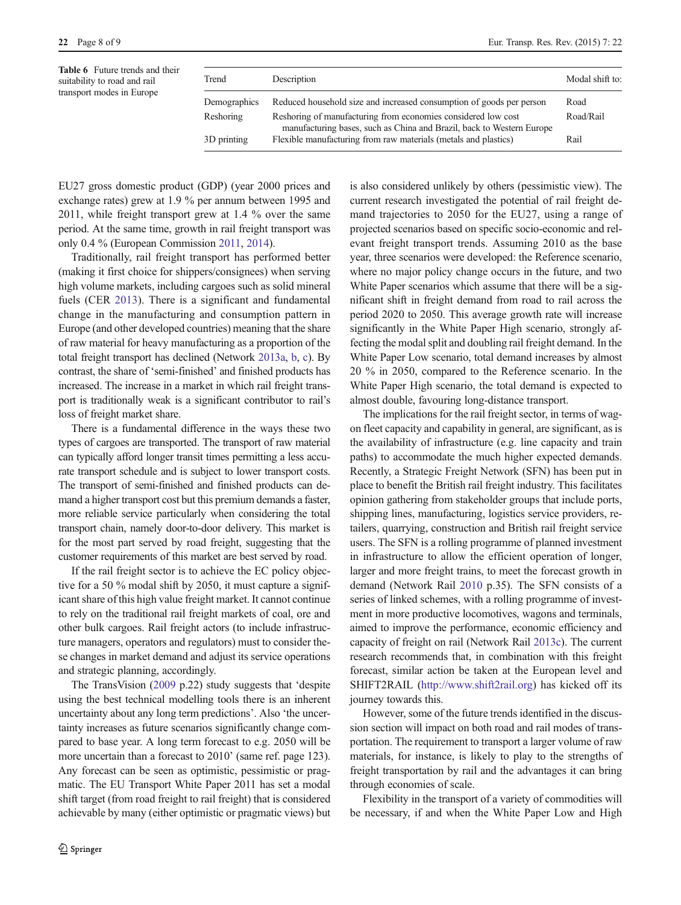**Table 6** Future trends and their suitability to road and rail transport modes in Europe

| Trend | Description | Modal shift to: |
|---|---|---|
| Demographics | Reduced household size and increased consumption of goods per person | Road |
| Reshoring | Reshoring of manufacturing from economies considered low cost manufacturing bases, such as China and Brazil, back to Western Europe | Road/Rail |
| 3D printing | Flexible manufacturing from raw materials (metals and plastics) | Rail |

EU27 gross domestic product (GDP) (year 2000 prices and exchange rates) grew at 1.9 % per annum between 1995 and 2011, while freight transport grew at 1.4 % over the same period. At the same time, growth in rail freight transport was only 0.4 % (European Commission 2011, 2014).

Traditionally, rail freight transport has performed better (making it first choice for shippers/consignees) when serving high volume markets, including cargoes such as solid mineral fuels (CER 2013). There is a significant and fundamental change in the manufacturing and consumption pattern in Europe (and other developed countries) meaning that the share of raw material for heavy manufacturing as a proportion of the total freight transport has declined (Network 2013a, b, c). By contrast, the share of 'semi-finished' and finished products has increased. The increase in a market in which rail freight transport is traditionally weak is a significant contributor to rail's loss of freight market share.

There is a fundamental difference in the ways these two types of cargoes are transported. The transport of raw material can typically afford longer transit times permitting a less accurate transport schedule and is subject to lower transport costs. The transport of semi-finished and finished products can demand a higher transport cost but this premium demands a faster, more reliable service particularly when considering the total transport chain, namely door-to-door delivery. This market is for the most part served by road freight, suggesting that the customer requirements of this market are best served by road.

If the rail freight sector is to achieve the EC policy objective for a 50 % modal shift by 2050, it must capture a significant share of this high value freight market. It cannot continue to rely on the traditional rail freight markets of coal, ore and other bulk cargoes. Rail freight actors (to include infrastructure managers, operators and regulators) must to consider these changes in market demand and adjust its service operations and strategic planning, accordingly.

The TransVision (2009 p.22) study suggests that 'despite using the best technical modelling tools there is an inherent uncertainty about any long term predictions'. Also 'the uncertainty increases as future scenarios significantly change compared to base year. A long term forecast to e.g. 2050 will be more uncertain than a forecast to 2010' (same ref. page 123). Any forecast can be seen as optimistic, pessimistic or pragmatic. The EU Transport White Paper 2011 has set a modal shift target (from road freight to rail freight) that is considered achievable by many (either optimistic or pragmatic views) but is also considered unlikely by others (pessimistic view). The current research investigated the potential of rail freight demand trajectories to 2050 for the EU27, using a range of projected scenarios based on specific socio-economic and relevant freight transport trends. Assuming 2010 as the base year, three scenarios were developed: the Reference scenario, where no major policy change occurs in the future, and two White Paper scenarios which assume that there will be a significant shift in freight demand from road to rail across the period 2020 to 2050. This average growth rate will increase significantly in the White Paper High scenario, strongly affecting the modal split and doubling rail freight demand. In the White Paper Low scenario, total demand increases by almost 20 % in 2050, compared to the Reference scenario. In the White Paper High scenario, the total demand is expected to almost double, favouring long-distance transport.

The implications for the rail freight sector, in terms of wagon fleet capacity and capability in general, are significant, as is the availability of infrastructure (e.g. line capacity and train paths) to accommodate the much higher expected demands. Recently, a Strategic Freight Network (SFN) has been put in place to benefit the British rail freight industry. This facilitates opinion gathering from stakeholder groups that include ports, shipping lines, manufacturing, logistics service providers, retailers, quarrying, construction and British rail freight service users. The SFN is a rolling programme of planned investment in infrastructure to allow the efficient operation of longer, larger and more freight trains, to meet the forecast growth in demand (Network Rail 2010 p.35). The SFN consists of a series of linked schemes, with a rolling programme of investment in more productive locomotives, wagons and terminals, aimed to improve the performance, economic efficiency and capacity of freight on rail (Network Rail 2013c). The current research recommends that, in combination with this freight forecast, similar action be taken at the European level and SHIFT2RAIL (http://www.shift2rail.org) has kicked off its journey towards this.

However, some of the future trends identified in the discussion section will impact on both road and rail modes of transportation. The requirement to transport a larger volume of raw materials, for instance, is likely to play to the strengths of freight transportation by rail and the advantages it can bring through economies of scale.

Flexibility in the transport of a variety of commodities will be necessary, if and when the White Paper Low and High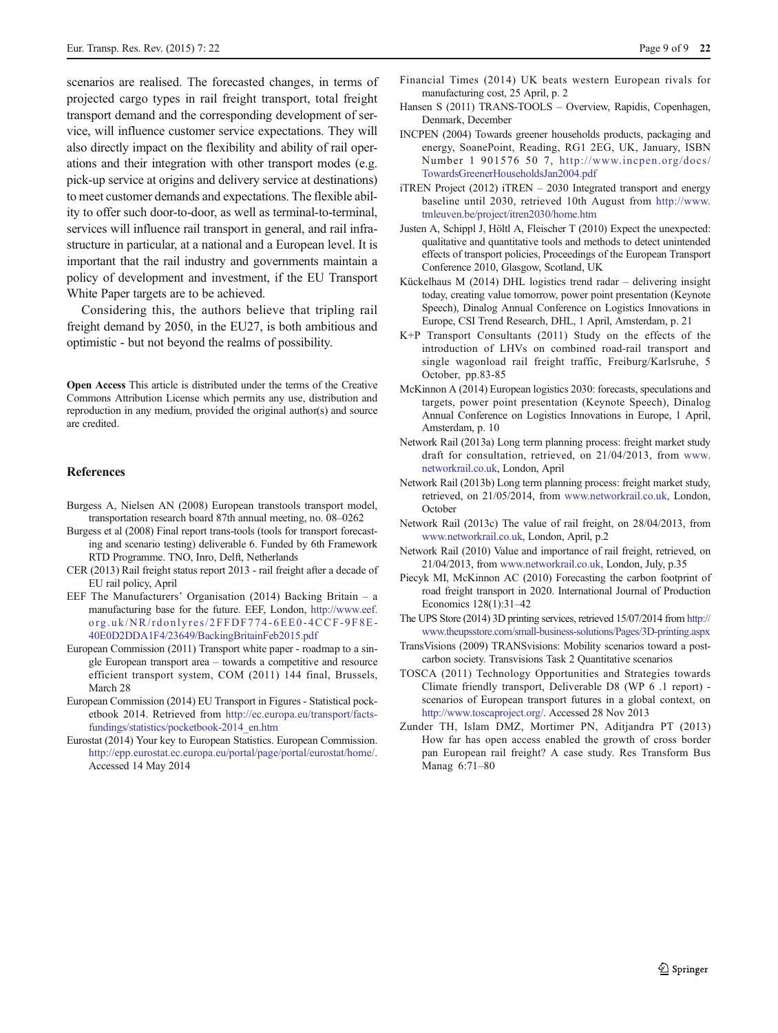scenarios are realised. The forecasted changes, in terms of projected cargo types in rail freight transport, total freight transport demand and the corresponding development of service, will influence customer service expectations. They will also directly impact on the flexibility and ability of rail operations and their integration with other transport modes (e.g. pick-up service at origins and delivery service at destinations) to meet customer demands and expectations. The flexible ability to offer such door-to-door, as well as terminal-to-terminal, services will influence rail transport in general, and rail infrastructure in particular, at a national and a European level. It is important that the rail industry and governments maintain a policy of development and investment, if the EU Transport White Paper targets are to be achieved.

Considering this, the authors believe that tripling rail freight demand by 2050, in the EU27, is both ambitious and optimistic - but not beyond the realms of possibility.

**Open Access** This article is distributed under the terms of the Creative Commons Attribution License which permits any use, distribution and reproduction in any medium, provided the original author(s) and source are credited.

## References

Burgess A, Nielsen AN (2008) European transtools transport model, transportation research board 87th annual meeting, no. 08–0262

Burgess et al (2008) Final report trans-tools (tools for transport forecasting and scenario testing) deliverable 6. Funded by 6th Framework RTD Programme. TNO, Inro, Delft, Netherlands

CER (2013) Rail freight status report 2013 - rail freight after a decade of EU rail policy, April

EEF The Manufacturers' Organisation (2014) Backing Britain – a manufacturing base for the future. EEF, London, http://www.eef.org.uk/NR/rdonlyres/2FFDF774-6EE0-4CCF-9F8E-40E0D2DDA1F4/23649/BackingBritainFeb2015.pdf

European Commission (2011) Transport white paper - roadmap to a single European transport area – towards a competitive and resource efficient transport system, COM (2011) 144 final, Brussels, March 28

European Commission (2014) EU Transport in Figures - Statistical pocketbook 2014. Retrieved from http://ec.europa.eu/transport/facts-fundings/statistics/pocketbook-2014_en.htm

Eurostat (2014) Your key to European Statistics. European Commission. http://epp.eurostat.ec.europa.eu/portal/page/portal/eurostat/home/. Accessed 14 May 2014

Financial Times (2014) UK beats western European rivals for manufacturing cost, 25 April, p. 2

Hansen S (2011) TRANS-TOOLS – Overview, Rapidis, Copenhagen, Denmark, December

INCPEN (2004) Towards greener households products, packaging and energy, SoanePoint, Reading, RG1 2EG, UK, January, ISBN Number 1 901576 50 7, http://www.incpen.org/docs/TowardsGreenerHouseholdsJan2004.pdf

iTREN Project (2012) iTREN – 2030 Integrated transport and energy baseline until 2030, retrieved 10th August from http://www.tmleuven.be/project/itren2030/home.htm

Justen A, Schippl J, Höltl A, Fleischer T (2010) Expect the unexpected: qualitative and quantitative tools and methods to detect unintended effects of transport policies, Proceedings of the European Transport Conference 2010, Glasgow, Scotland, UK

Kückelhaus M (2014) DHL logistics trend radar – delivering insight today, creating value tomorrow, power point presentation (Keynote Speech), Dinalog Annual Conference on Logistics Innovations in Europe, CSI Trend Research, DHL, 1 April, Amsterdam, p. 21

K+P Transport Consultants (2011) Study on the effects of the introduction of LHVs on combined road-rail transport and single wagonload rail freight traffic, Freiburg/Karlsruhe, 5 October, pp.83-85

McKinnon A (2014) European logistics 2030: forecasts, speculations and targets, power point presentation (Keynote Speech), Dinalog Annual Conference on Logistics Innovations in Europe, 1 April, Amsterdam, p. 10

Network Rail (2013a) Long term planning process: freight market study draft for consultation, retrieved, on 21/04/2013, from www.networkrail.co.uk, London, April

Network Rail (2013b) Long term planning process: freight market study, retrieved, on 21/05/2014, from www.networkrail.co.uk, London, October

Network Rail (2013c) The value of rail freight, on 28/04/2013, from www.networkrail.co.uk, London, April, p.2

Network Rail (2010) Value and importance of rail freight, retrieved, on 21/04/2013, from www.networkrail.co.uk, London, July, p.35

Piecyk MI, McKinnon AC (2010) Forecasting the carbon footprint of road freight transport in 2020. International Journal of Production Economics 128(1):31–42

The UPS Store (2014) 3D printing services, retrieved 15/07/2014 from http://www.theupsstore.com/small-business-solutions/Pages/3D-printing.aspx

TransVisions (2009) TRANSvisions: Mobility scenarios toward a post-carbon society. Transvisions Task 2 Quantitative scenarios

TOSCA (2011) Technology Opportunities and Strategies towards Climate friendly transport, Deliverable D8 (WP 6 .1 report) - scenarios of European transport futures in a global context, on http://www.toscaproject.org/. Accessed 28 Nov 2013

Zunder TH, Islam DMZ, Mortimer PN, Aditjandra PT (2013) How far has open access enabled the growth of cross border pan European rail freight? A case study. Res Transform Bus Manag 6:71–80